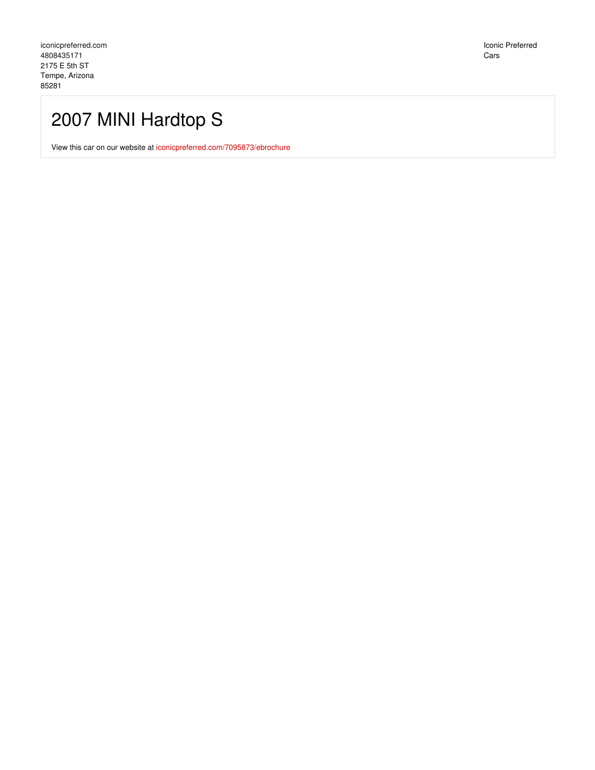iconicpreferred.com
4808435171
2175 E 5th ST
Tempe, Arizona
85281

Iconic Preferred
Cars

# 2007 MINI Hardtop S

View this car on our website at iconicpreferred.com/7095873/ebrochure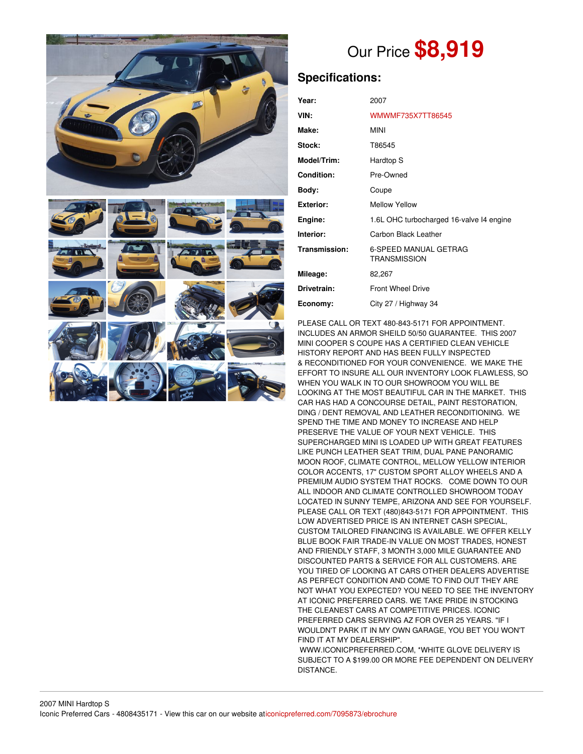# Our Price **$8,919**

## Specifications:

| | |
|---|---|
| **Year:** | 2007 |
| **VIN:** | WMWMF735X7TT86545 |
| **Make:** | MINI |
| **Stock:** | T86545 |
| **Model/Trim:** | Hardtop S |
| **Condition:** | Pre-Owned |
| **Body:** | Coupe |
| **Exterior:** | Mellow Yellow |
| **Engine:** | 1.6L OHC turbocharged 16-valve I4 engine |
| **Interior:** | Carbon Black Leather |
| **Transmission:** | 6-SPEED MANUAL GETRAG TRANSMISSION |
| **Mileage:** | 82,267 |
| **Drivetrain:** | Front Wheel Drive |
| **Economy:** | City 27 / Highway 34 |

PLEASE CALL OR TEXT 480-843-5171 FOR APPOINTMENT. INCLUDES AN ARMOR SHEILD 50/50 GUARANTEE. THIS 2007 MINI COOPER S COUPE HAS A CERTIFIED CLEAN VEHICLE HISTORY REPORT AND HAS BEEN FULLY INSPECTED & RECONDITIONED FOR YOUR CONVENIENCE. WE MAKE THE EFFORT TO INSURE ALL OUR INVENTORY LOOK FLAWLESS, SO WHEN YOU WALK IN TO OUR SHOWROOM YOU WILL BE LOOKING AT THE MOST BEAUTIFUL CAR IN THE MARKET. THIS CAR HAS HAD A CONCOURSE DETAIL, PAINT RESTORATION, DING / DENT REMOVAL AND LEATHER RECONDITIONING. WE SPEND THE TIME AND MONEY TO INCREASE AND HELP PRESERVE THE VALUE OF YOUR NEXT VEHICLE. THIS SUPERCHARGED MINI IS LOADED UP WITH GREAT FEATURES LIKE PUNCH LEATHER SEAT TRIM, DUAL PANE PANORAMIC MOON ROOF, CLIMATE CONTROL, MELLOW YELLOW INTERIOR COLOR ACCENTS, 17" CUSTOM SPORT ALLOY WHEELS AND A PREMIUM AUDIO SYSTEM THAT ROCKS. COME DOWN TO OUR ALL INDOOR AND CLIMATE CONTROLLED SHOWROOM TODAY LOCATED IN SUNNY TEMPE, ARIZONA AND SEE FOR YOURSELF. PLEASE CALL OR TEXT (480)843-5171 FOR APPOINTMENT. THIS LOW ADVERTISED PRICE IS AN INTERNET CASH SPECIAL, CUSTOM TAILORED FINANCING IS AVAILABLE. WE OFFER KELLY BLUE BOOK FAIR TRADE-IN VALUE ON MOST TRADES, HONEST AND FRIENDLY STAFF, 3 MONTH 3,000 MILE GUARANTEE AND DISCOUNTED PARTS & SERVICE FOR ALL CUSTOMERS. ARE YOU TIRED OF LOOKING AT CARS OTHER DEALERS ADVERTISE AS PERFECT CONDITION AND COME TO FIND OUT THEY ARE NOT WHAT YOU EXPECTED? YOU NEED TO SEE THE INVENTORY AT ICONIC PREFERRED CARS. WE TAKE PRIDE IN STOCKING THE CLEANEST CARS AT COMPETITIVE PRICES. ICONIC PREFERRED CARS SERVING AZ FOR OVER 25 YEARS. "IF I WOULDN'T PARK IT IN MY OWN GARAGE, YOU BET YOU WON'T FIND IT AT MY DEALERSHIP". WWW.ICONICPREFERRED.COM, *WHITE GLOVE DELIVERY IS SUBJECT TO A $199.00 OR MORE FEE DEPENDENT ON DELIVERY DISTANCE.

2007 MINI Hardtop S
Iconic Preferred Cars - 4808435171 - View this car on our website aticonicpreferred.com/7095873/ebrochure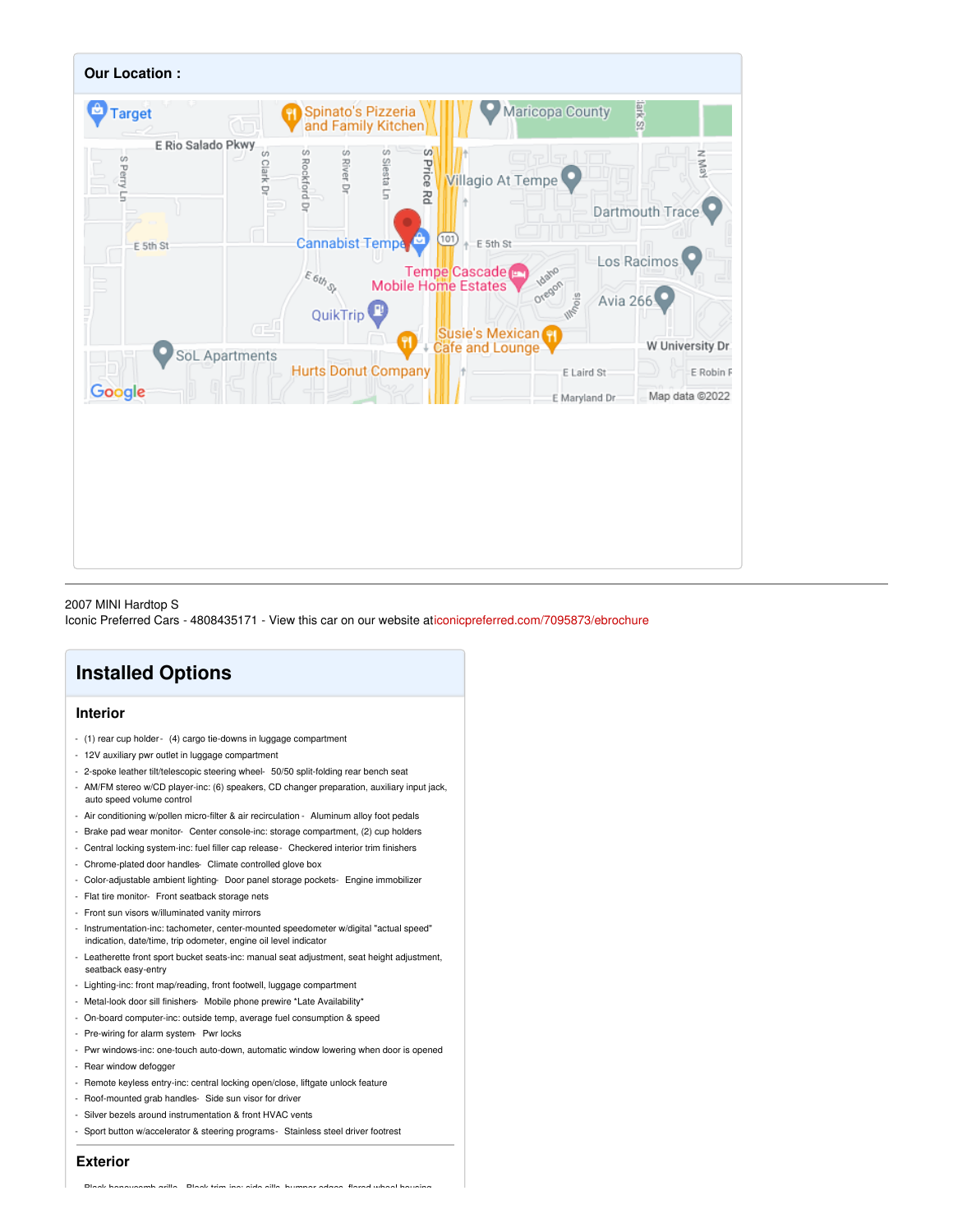## Our Location :

2007 MINI Hardtop S
Iconic Preferred Cars - 4808435171 - View this car on our website aticonicpreferred.com/7095873/ebrochure

# Installed Options

### Interior

- (1) rear cup holder- (4) cargo tie-downs in luggage compartment
- 12V auxiliary pwr outlet in luggage compartment
- 2-spoke leather tilt/telescopic steering wheel- 50/50 split-folding rear bench seat
- AM/FM stereo w/CD player-inc: (6) speakers, CD changer preparation, auxiliary input jack, auto speed volume control
- Air conditioning w/pollen micro-filter & air recirculation - Aluminum alloy foot pedals
- Brake pad wear monitor- Center console-inc: storage compartment, (2) cup holders
- Central locking system-inc: fuel filler cap release- Checkered interior trim finishers
- Chrome-plated door handles- Climate controlled glove box
- Color-adjustable ambient lighting- Door panel storage pockets- Engine immobilizer
- Flat tire monitor- Front seatback storage nets
- Front sun visors w/illuminated vanity mirrors
- Instrumentation-inc: tachometer, center-mounted speedometer w/digital "actual speed" indication, date/time, trip odometer, engine oil level indicator
- Leatherette front sport bucket seats-inc: manual seat adjustment, seat height adjustment, seatback easy-entry
- Lighting-inc: front map/reading, front footwell, luggage compartment
- Metal-look door sill finishers- Mobile phone prewire *Late Availability*
- On-board computer-inc: outside temp, average fuel consumption & speed
- Pre-wiring for alarm system- Pwr locks
- Pwr windows-inc: one-touch auto-down, automatic window lowering when door is opened
- Rear window defogger
- Remote keyless entry-inc: central locking open/close, liftgate unlock feature
- Roof-mounted grab handles- Side sun visor for driver
- Silver bezels around instrumentation & front HVAC vents
- Sport button w/accelerator & steering programs- Stainless steel driver footrest

### Exterior

- Black honeycomb grille- Black trim-inc: side sills, bumper edges, flared wheel housing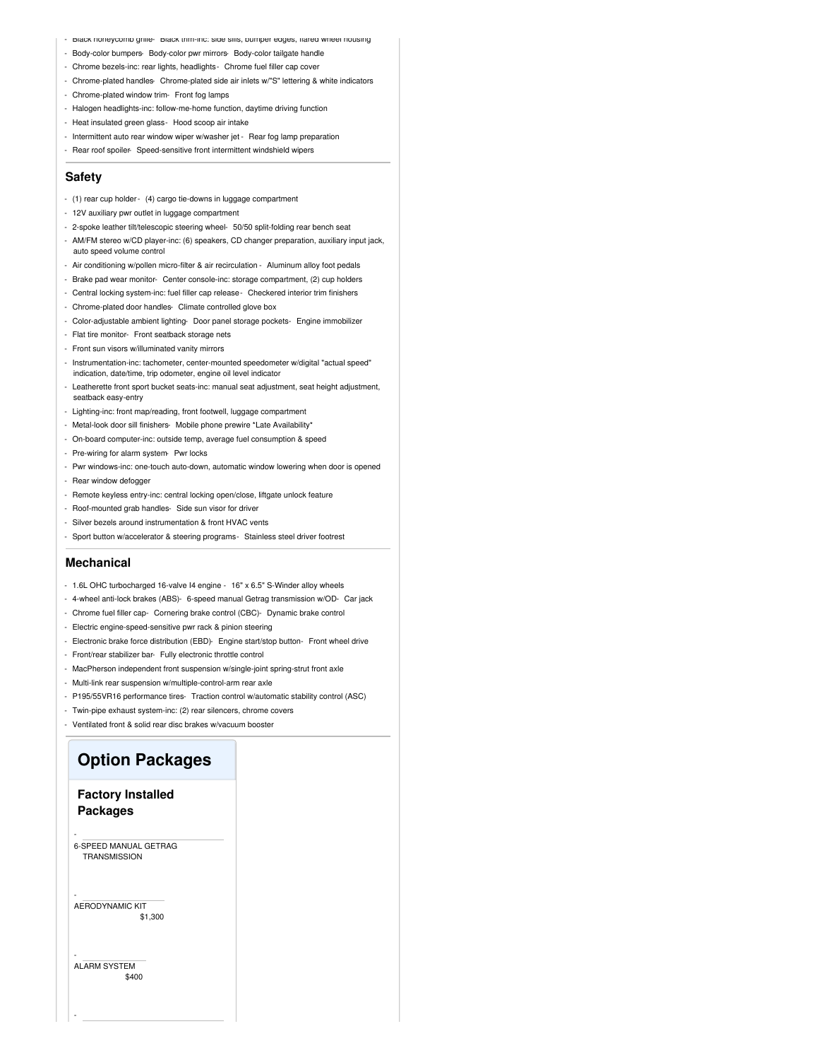- Black honeycomb grille- Black trim-inc: side sills, bumper edges, flared wheel housing
- Body-color bumpers- Body-color pwr mirrors- Body-color tailgate handle
- Chrome bezels-inc: rear lights, headlights - Chrome fuel filler cap cover
- Chrome-plated handles- Chrome-plated side air inlets w/"S" lettering & white indicators
- Chrome-plated window trim- Front fog lamps
- Halogen headlights-inc: follow-me-home function, daytime driving function
- Heat insulated green glass- Hood scoop air intake
- Intermittent auto rear window wiper w/washer jet - Rear fog lamp preparation
- Rear roof spoiler- Speed-sensitive front intermittent windshield wipers

## Safety

- (1) rear cup holder - (4) cargo tie-downs in luggage compartment
- 12V auxiliary pwr outlet in luggage compartment
- 2-spoke leather tilt/telescopic steering wheel- 50/50 split-folding rear bench seat
- AM/FM stereo w/CD player-inc: (6) speakers, CD changer preparation, auxiliary input jack, auto speed volume control
- Air conditioning w/pollen micro-filter & air recirculation - Aluminum alloy foot pedals
- Brake pad wear monitor- Center console-inc: storage compartment, (2) cup holders
- Central locking system-inc: fuel filler cap release - Checkered interior trim finishers
- Chrome-plated door handles- Climate controlled glove box
- Color-adjustable ambient lighting- Door panel storage pockets- Engine immobilizer
- Flat tire monitor- Front seatback storage nets
- Front sun visors w/illuminated vanity mirrors
- Instrumentation-inc: tachometer, center-mounted speedometer w/digital "actual speed" indication, date/time, trip odometer, engine oil level indicator
- Leatherette front sport bucket seats-inc: manual seat adjustment, seat height adjustment, seatback easy-entry
- Lighting-inc: front map/reading, front footwell, luggage compartment
- Metal-look door sill finishers- Mobile phone prewire *Late Availability*
- On-board computer-inc: outside temp, average fuel consumption & speed
- Pre-wiring for alarm system- Pwr locks
- Pwr windows-inc: one-touch auto-down, automatic window lowering when door is opened
- Rear window defogger
- Remote keyless entry-inc: central locking open/close, liftgate unlock feature
- Roof-mounted grab handles- Side sun visor for driver
- Silver bezels around instrumentation & front HVAC vents
- Sport button w/accelerator & steering programs- Stainless steel driver footrest

## Mechanical

- 1.6L OHC turbocharged 16-valve I4 engine - 16" x 6.5" S-Winder alloy wheels
- 4-wheel anti-lock brakes (ABS)- 6-speed manual Getrag transmission w/OD- Car jack
- Chrome fuel filler cap- Cornering brake control (CBC)- Dynamic brake control
- Electric engine-speed-sensitive pwr rack & pinion steering
- Electronic brake force distribution (EBD)- Engine start/stop button- Front wheel drive
- Front/rear stabilizer bar- Fully electronic throttle control
- MacPherson independent front suspension w/single-joint spring-strut front axle
- Multi-link rear suspension w/multiple-control-arm rear axle
- P195/55VR16 performance tires- Traction control w/automatic stability control (ASC)
- Twin-pipe exhaust system-inc: (2) rear silencers, chrome covers
- Ventilated front & solid rear disc brakes w/vacuum booster

# Option Packages

## Factory Installed Packages

- 6-SPEED MANUAL GETRAG TRANSMISSION

- AERODYNAMIC KIT
  $1,300

- ALARM SYSTEM
  $400

-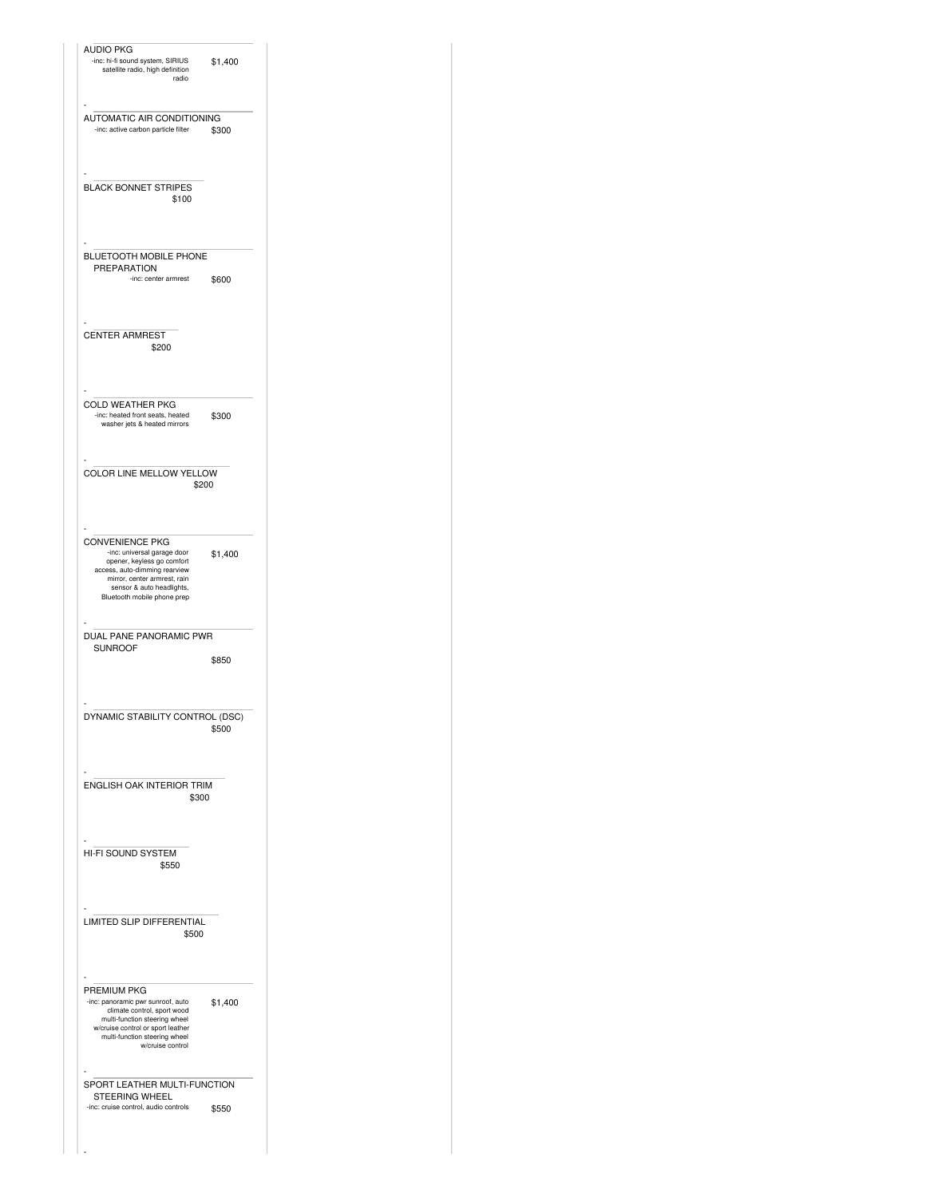AUDIO PKG
-inc: hi-fi sound system, SIRIUS satellite radio, high definition radio — $1,400

-

AUTOMATIC AIR CONDITIONING
-inc: active carbon particle filter — $300

-

BLACK BONNET STRIPES — $100

-

BLUETOOTH MOBILE PHONE PREPARATION
-inc: center armrest — $600

-

CENTER ARMREST — $200

-

COLD WEATHER PKG
-inc: heated front seats, heated washer jets & heated mirrors — $300

-

COLOR LINE MELLOW YELLOW — $200

-

CONVENIENCE PKG
-inc: universal garage door opener, keyless go comfort access, auto-dimming rearview mirror, center armrest, rain sensor & auto headlights, Bluetooth mobile phone prep — $1,400

-

DUAL PANE PANORAMIC PWR SUNROOF — $850

-

DYNAMIC STABILITY CONTROL (DSC) — $500

-

ENGLISH OAK INTERIOR TRIM — $300

-

HI-FI SOUND SYSTEM — $550

-

LIMITED SLIP DIFFERENTIAL — $500

-

PREMIUM PKG
-inc: panoramic pwr sunroof, auto climate control, sport wood multi-function steering wheel w/cruise control or sport leather multi-function steering wheel w/cruise control — $1,400

-

SPORT LEATHER MULTI-FUNCTION STEERING WHEEL
-inc: cruise control, audio controls — $550

-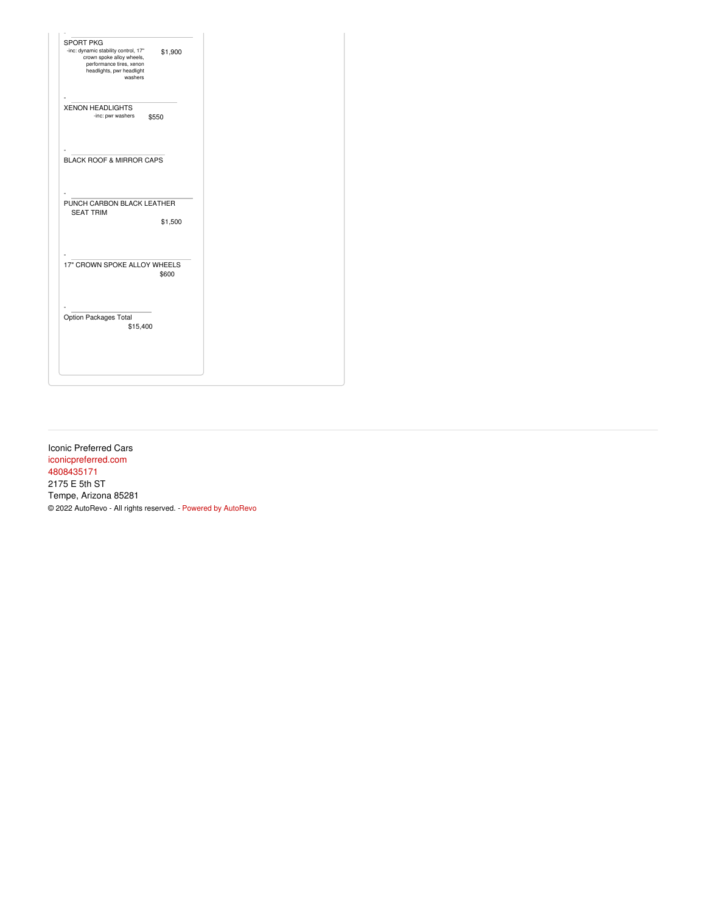SPORT PKG
-inc: dynamic stability control, 17" crown spoke alloy wheels, performance tires, xenon headlights, pwr headlight washers
$1,900

XENON HEADLIGHTS
-inc: pwr washers
$550

BLACK ROOF & MIRROR CAPS

PUNCH CARBON BLACK LEATHER SEAT TRIM
$1,500

17" CROWN SPOKE ALLOY WHEELS
$600

Option Packages Total
$15,400

---

Iconic Preferred Cars
iconicpreferred.com
4808435171
2175 E 5th ST
Tempe, Arizona 85281
© 2022 AutoRevo - All rights reserved. - Powered by AutoRevo